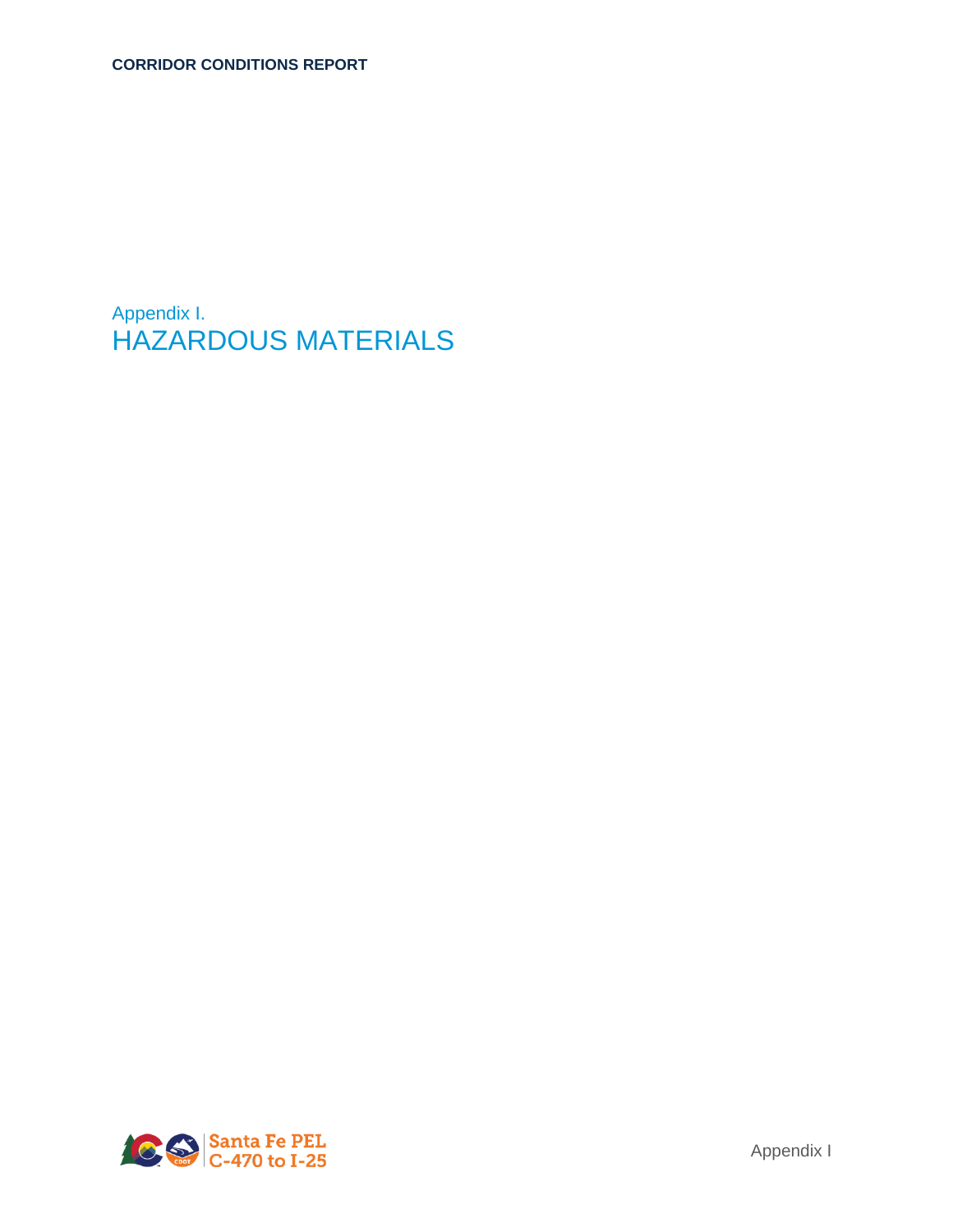# Appendix I.
# HAZARDOUS MATERIALS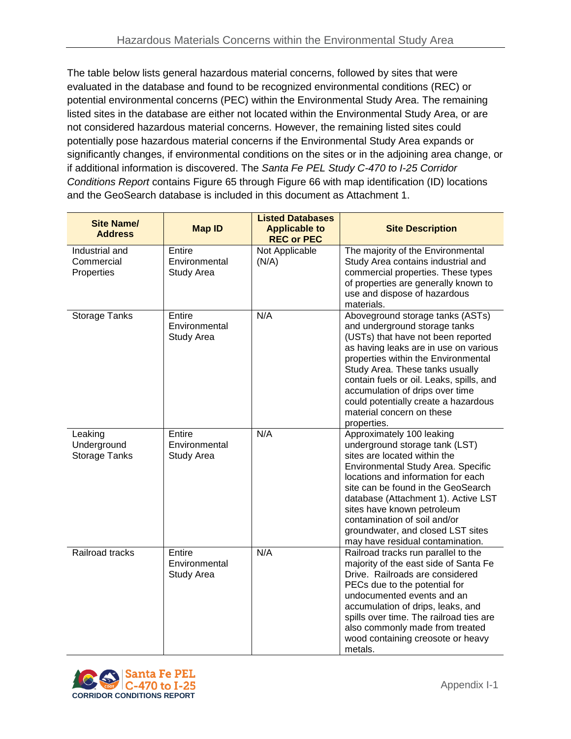The table below lists general hazardous material concerns, followed by sites that were evaluated in the database and found to be recognized environmental conditions (REC) or potential environmental concerns (PEC) within the Environmental Study Area. The remaining listed sites in the database are either not located within the Environmental Study Area, or are not considered hazardous material concerns. However, the remaining listed sites could potentially pose hazardous material concerns if the Environmental Study Area expands or significantly changes, if environmental conditions on the sites or in the adjoining area change, or if additional information is discovered. The *Santa Fe PEL Study C-470 to I-25 Corridor Conditions Report* contains Figure 65 through Figure 66 with map identification (ID) locations and the GeoSearch database is included in this document as Attachment 1.

| Site Name/ Address | Map ID | Listed Databases Applicable to REC or PEC | Site Description |
|---|---|---|---|
| Industrial and Commercial Properties | Entire Environmental Study Area | Not Applicable (N/A) | The majority of the Environmental Study Area contains industrial and commercial properties. These types of properties are generally known to use and dispose of hazardous materials. |
| Storage Tanks | Entire Environmental Study Area | N/A | Aboveground storage tanks (ASTs) and underground storage tanks (USTs) that have not been reported as having leaks are in use on various properties within the Environmental Study Area. These tanks usually contain fuels or oil. Leaks, spills, and accumulation of drips over time could potentially create a hazardous material concern on these properties. |
| Leaking Underground Storage Tanks | Entire Environmental Study Area | N/A | Approximately 100 leaking underground storage tank (LST) sites are located within the Environmental Study Area. Specific locations and information for each site can be found in the GeoSearch database (Attachment 1). Active LST sites have known petroleum contamination of soil and/or groundwater, and closed LST sites may have residual contamination. |
| Railroad tracks | Entire Environmental Study Area | N/A | Railroad tracks run parallel to the majority of the east side of Santa Fe Drive. Railroads are considered PECs due to the potential for undocumented events and an accumulation of drips, leaks, and spills over time. The railroad ties are also commonly made from treated wood containing creosote or heavy metals. |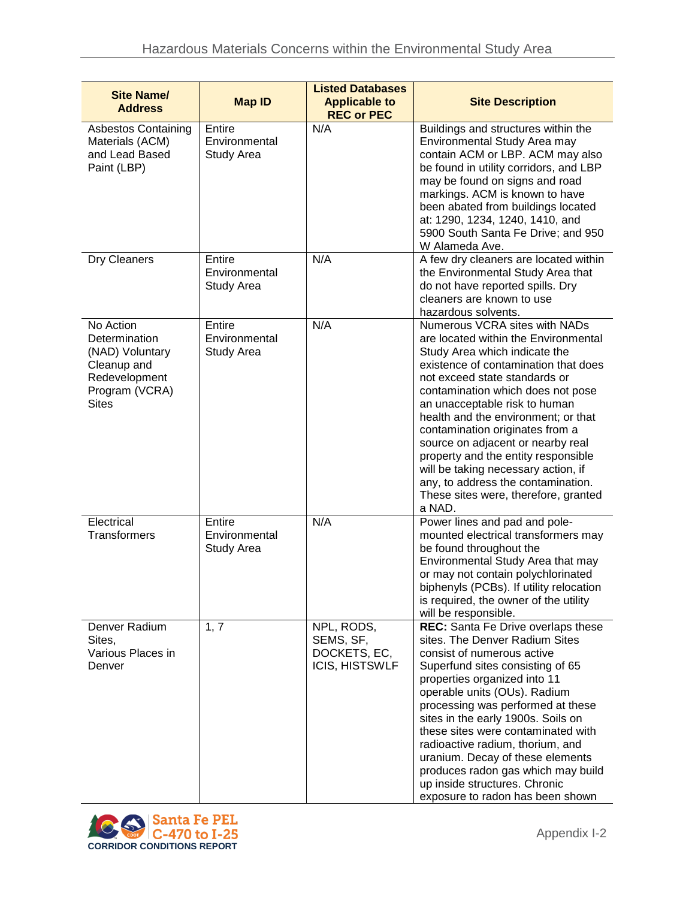| Site Name/ Address | Map ID | Listed Databases Applicable to REC or PEC | Site Description |
|---|---|---|---|
| Asbestos Containing Materials (ACM) and Lead Based Paint (LBP) | Entire Environmental Study Area | N/A | Buildings and structures within the Environmental Study Area may contain ACM or LBP. ACM may also be found in utility corridors, and LBP may be found on signs and road markings. ACM is known to have been abated from buildings located at: 1290, 1234, 1240, 1410, and 5900 South Santa Fe Drive; and 950 W Alameda Ave. |
| Dry Cleaners | Entire Environmental Study Area | N/A | A few dry cleaners are located within the Environmental Study Area that do not have reported spills. Dry cleaners are known to use hazardous solvents. |
| No Action Determination (NAD) Voluntary Cleanup and Redevelopment Program (VCRA) Sites | Entire Environmental Study Area | N/A | Numerous VCRA sites with NADs are located within the Environmental Study Area which indicate the existence of contamination that does not exceed state standards or contamination which does not pose an unacceptable risk to human health and the environment; or that contamination originates from a source on adjacent or nearby real property and the entity responsible will be taking necessary action, if any, to address the contamination. These sites were, therefore, granted a NAD. |
| Electrical Transformers | Entire Environmental Study Area | N/A | Power lines and pad and pole-mounted electrical transformers may be found throughout the Environmental Study Area that may or may not contain polychlorinated biphenyls (PCBs). If utility relocation is required, the owner of the utility will be responsible. |
| Denver Radium Sites, Various Places in Denver | 1, 7 | NPL, RODS, SEMS, SF, DOCKETS, EC, ICIS, HISTSWLF | **REC:** Santa Fe Drive overlaps these sites. The Denver Radium Sites consist of numerous active Superfund sites consisting of 65 properties organized into 11 operable units (OUs). Radium processing was performed at these sites in the early 1900s. Soils on these sites were contaminated with radioactive radium, thorium, and uranium. Decay of these elements produces radon gas which may build up inside structures. Chronic exposure to radon has been shown |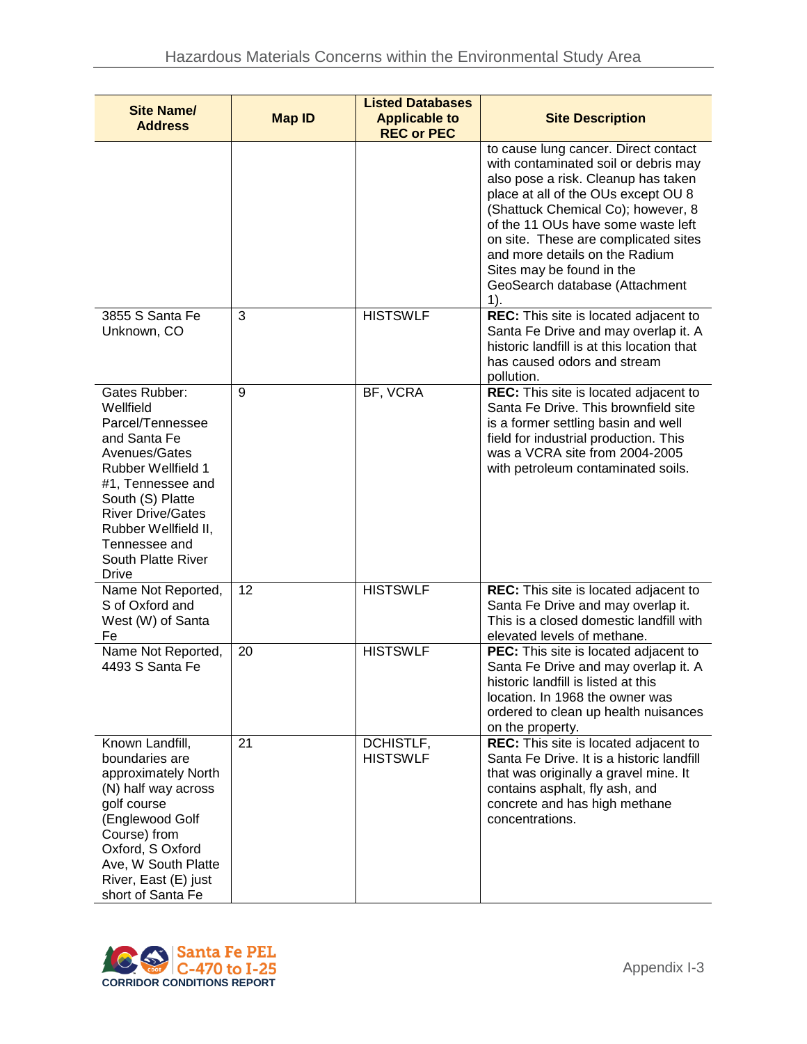| Site Name/ Address | Map ID | Listed Databases Applicable to REC or PEC | Site Description |
|---|---|---|---|
| | | | to cause lung cancer. Direct contact with contaminated soil or debris may also pose a risk. Cleanup has taken place at all of the OUs except OU 8 (Shattuck Chemical Co); however, 8 of the 11 OUs have some waste left on site. These are complicated sites and more details on the Radium Sites may be found in the GeoSearch database (Attachment 1). |
| 3855 S Santa Fe Unknown, CO | 3 | HISTSWLF | **REC:** This site is located adjacent to Santa Fe Drive and may overlap it. A historic landfill is at this location that has caused odors and stream pollution. |
| Gates Rubber: Wellfield Parcel/Tennessee and Santa Fe Avenues/Gates Rubber Wellfield 1 #1, Tennessee and South (S) Platte River Drive/Gates Rubber Wellfield II, Tennessee and South Platte River Drive | 9 | BF, VCRA | **REC:** This site is located adjacent to Santa Fe Drive. This brownfield site is a former settling basin and well field for industrial production. This was a VCRA site from 2004-2005 with petroleum contaminated soils. |
| Name Not Reported, S of Oxford and West (W) of Santa Fe | 12 | HISTSWLF | **REC:** This site is located adjacent to Santa Fe Drive and may overlap it. This is a closed domestic landfill with elevated levels of methane. |
| Name Not Reported, 4493 S Santa Fe | 20 | HISTSWLF | **PEC:** This site is located adjacent to Santa Fe Drive and may overlap it. A historic landfill is listed at this location. In 1968 the owner was ordered to clean up health nuisances on the property. |
| Known Landfill, boundaries are approximately North (N) half way across golf course (Englewood Golf Course) from Oxford, S Oxford Ave, W South Platte River, East (E) just short of Santa Fe | 21 | DCHISTLF, HISTSWLF | **REC:** This site is located adjacent to Santa Fe Drive. It is a historic landfill that was originally a gravel mine. It contains asphalt, fly ash, and concrete and has high methane concentrations. |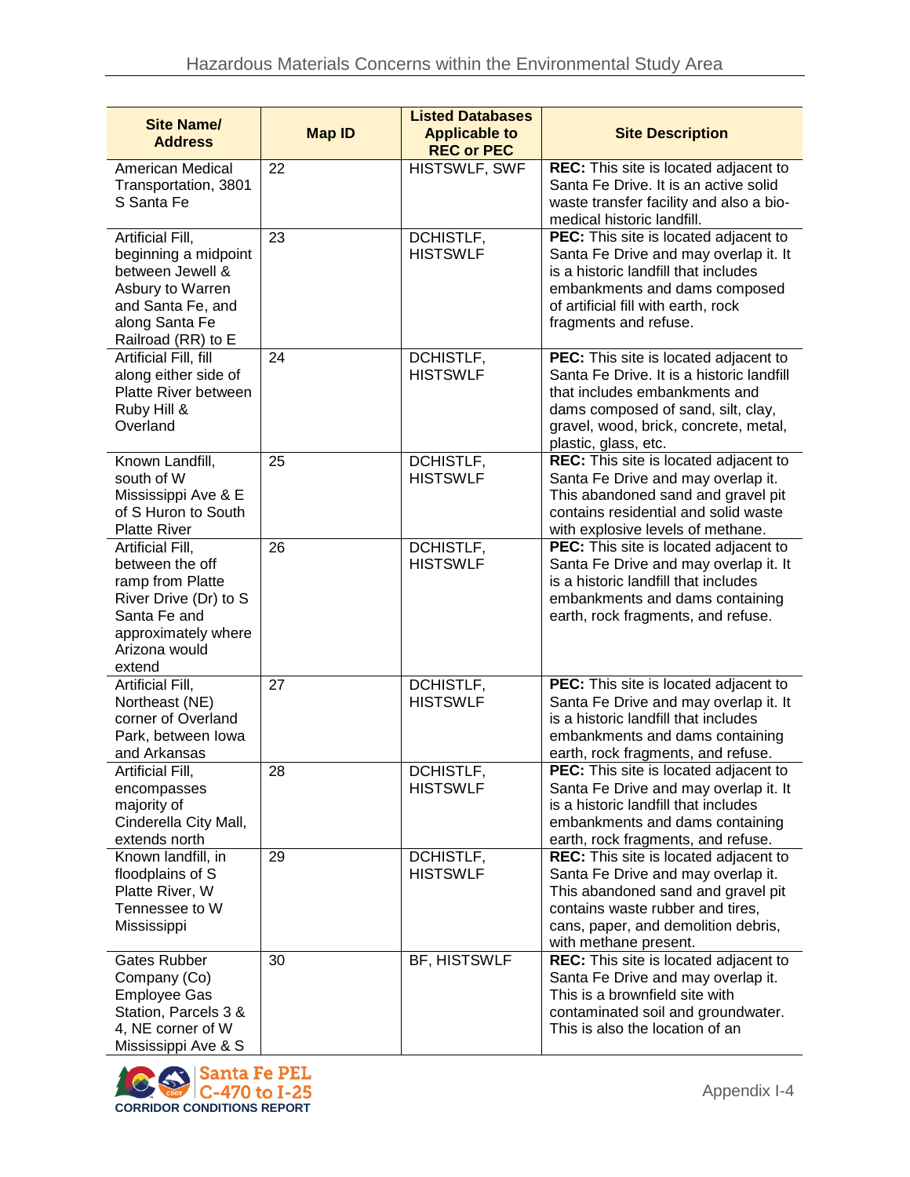| Site Name/ Address | Map ID | Listed Databases Applicable to REC or PEC | Site Description |
|---|---|---|---|
| American Medical Transportation, 3801 S Santa Fe | 22 | HISTSWLF, SWF | **REC:** This site is located adjacent to Santa Fe Drive. It is an active solid waste transfer facility and also a bio-medical historic landfill. |
| Artificial Fill, beginning a midpoint between Jewell & Asbury to Warren and Santa Fe, and along Santa Fe Railroad (RR) to E | 23 | DCHISTLF, HISTSWLF | **PEC:** This site is located adjacent to Santa Fe Drive and may overlap it. It is a historic landfill that includes embankments and dams composed of artificial fill with earth, rock fragments and refuse. |
| Artificial Fill, fill along either side of Platte River between Ruby Hill & Overland | 24 | DCHISTLF, HISTSWLF | **PEC:** This site is located adjacent to Santa Fe Drive. It is a historic landfill that includes embankments and dams composed of sand, silt, clay, gravel, wood, brick, concrete, metal, plastic, glass, etc. |
| Known Landfill, south of W Mississippi Ave & E of S Huron to South Platte River | 25 | DCHISTLF, HISTSWLF | **REC:** This site is located adjacent to Santa Fe Drive and may overlap it. This abandoned sand and gravel pit contains residential and solid waste with explosive levels of methane. |
| Artificial Fill, between the off ramp from Platte River Drive (Dr) to S Santa Fe and approximately where Arizona would extend | 26 | DCHISTLF, HISTSWLF | **PEC:** This site is located adjacent to Santa Fe Drive and may overlap it. It is a historic landfill that includes embankments and dams containing earth, rock fragments, and refuse. |
| Artificial Fill, Northeast (NE) corner of Overland Park, between Iowa and Arkansas | 27 | DCHISTLF, HISTSWLF | **PEC:** This site is located adjacent to Santa Fe Drive and may overlap it. It is a historic landfill that includes embankments and dams containing earth, rock fragments, and refuse. |
| Artificial Fill, encompasses majority of Cinderella City Mall, extends north | 28 | DCHISTLF, HISTSWLF | **PEC:** This site is located adjacent to Santa Fe Drive and may overlap it. It is a historic landfill that includes embankments and dams containing earth, rock fragments, and refuse. |
| Known landfill, in floodplains of S Platte River, W Tennessee to W Mississippi | 29 | DCHISTLF, HISTSWLF | **REC:** This site is located adjacent to Santa Fe Drive and may overlap it. This abandoned sand and gravel pit contains waste rubber and tires, cans, paper, and demolition debris, with methane present. |
| Gates Rubber Company (Co) Employee Gas Station, Parcels 3 & 4, NE corner of W Mississippi Ave & S | 30 | BF, HISTSWLF | **REC:** This site is located adjacent to Santa Fe Drive and may overlap it. This is a brownfield site with contaminated soil and groundwater. This is also the location of an |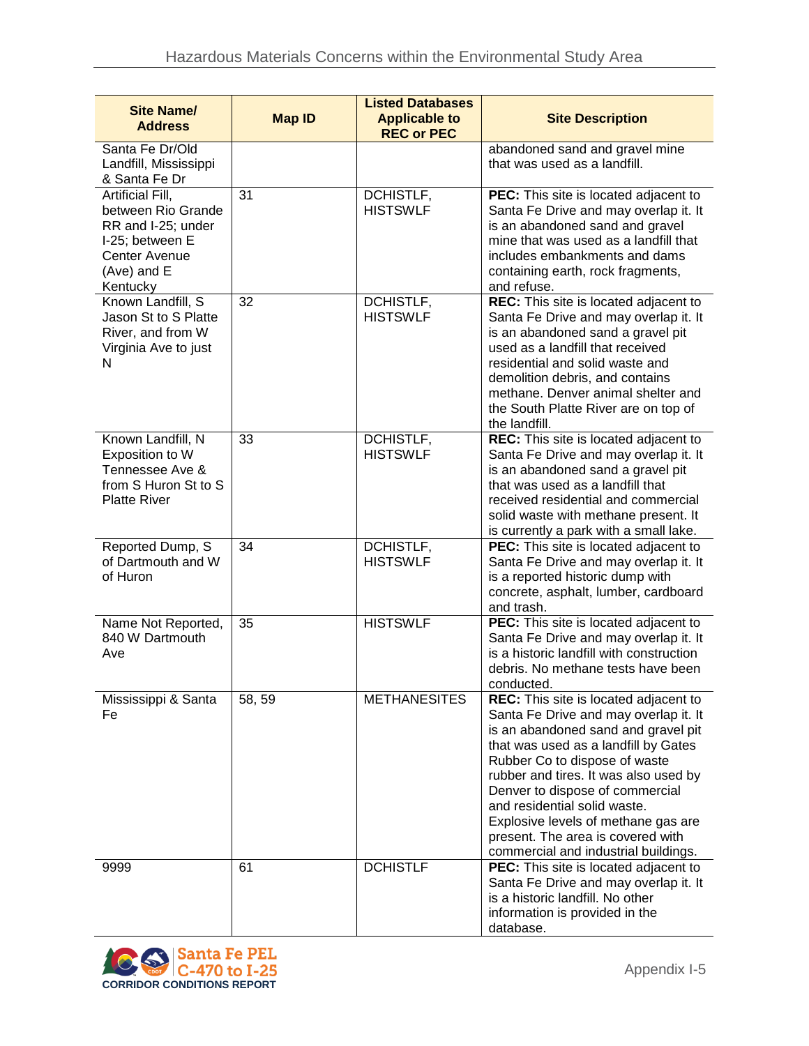| Site Name/ Address | Map ID | Listed Databases Applicable to REC or PEC | Site Description |
|---|---|---|---|
| Santa Fe Dr/Old Landfill, Mississippi & Santa Fe Dr | | | abandoned sand and gravel mine that was used as a landfill. |
| Artificial Fill, between Rio Grande RR and I-25; under I-25; between E Center Avenue (Ave) and E Kentucky | 31 | DCHISTLF, HISTSWLF | **PEC:** This site is located adjacent to Santa Fe Drive and may overlap it. It is an abandoned sand and gravel mine that was used as a landfill that includes embankments and dams containing earth, rock fragments, and refuse. |
| Known Landfill, S Jason St to S Platte River, and from W Virginia Ave to just N | 32 | DCHISTLF, HISTSWLF | **REC:** This site is located adjacent to Santa Fe Drive and may overlap it. It is an abandoned sand a gravel pit used as a landfill that received residential and solid waste and demolition debris, and contains methane. Denver animal shelter and the South Platte River are on top of the landfill. |
| Known Landfill, N Exposition to W Tennessee Ave & from S Huron St to S Platte River | 33 | DCHISTLF, HISTSWLF | **REC:** This site is located adjacent to Santa Fe Drive and may overlap it. It is an abandoned sand a gravel pit that was used as a landfill that received residential and commercial solid waste with methane present. It is currently a park with a small lake. |
| Reported Dump, S of Dartmouth and W of Huron | 34 | DCHISTLF, HISTSWLF | **PEC:** This site is located adjacent to Santa Fe Drive and may overlap it. It is a reported historic dump with concrete, asphalt, lumber, cardboard and trash. |
| Name Not Reported, 840 W Dartmouth Ave | 35 | HISTSWLF | **PEC:** This site is located adjacent to Santa Fe Drive and may overlap it. It is a historic landfill with construction debris. No methane tests have been conducted. |
| Mississippi & Santa Fe | 58, 59 | METHANESITES | **REC:** This site is located adjacent to Santa Fe Drive and may overlap it. It is an abandoned sand and gravel pit that was used as a landfill by Gates Rubber Co to dispose of waste rubber and tires. It was also used by Denver to dispose of commercial and residential solid waste. Explosive levels of methane gas are present. The area is covered with commercial and industrial buildings. |
| 9999 | 61 | DCHISTLF | **PEC:** This site is located adjacent to Santa Fe Drive and may overlap it. It is a historic landfill. No other information is provided in the database. |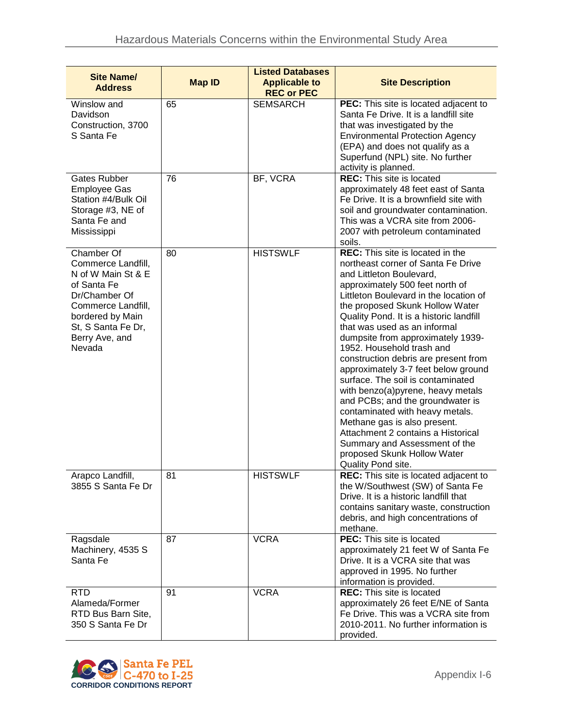| Site Name/ Address | Map ID | Listed Databases Applicable to REC or PEC | Site Description |
|---|---|---|---|
| Winslow and Davidson Construction, 3700 S Santa Fe | 65 | SEMSARCH | **PEC:** This site is located adjacent to Santa Fe Drive. It is a landfill site that was investigated by the Environmental Protection Agency (EPA) and does not qualify as a Superfund (NPL) site. No further activity is planned. |
| Gates Rubber Employee Gas Station #4/Bulk Oil Storage #3, NE of Santa Fe and Mississippi | 76 | BF, VCRA | **REC:** This site is located approximately 48 feet east of Santa Fe Drive. It is a brownfield site with soil and groundwater contamination. This was a VCRA site from 2006-2007 with petroleum contaminated soils. |
| Chamber Of Commerce Landfill, N of W Main St & E of Santa Fe Dr/Chamber Of Commerce Landfill, bordered by Main St, S Santa Fe Dr, Berry Ave, and Nevada | 80 | HISTSWLF | **REC:** This site is located in the northeast corner of Santa Fe Drive and Littleton Boulevard, approximately 500 feet north of Littleton Boulevard in the location of the proposed Skunk Hollow Water Quality Pond. It is a historic landfill that was used as an informal dumpsite from approximately 1939-1952. Household trash and construction debris are present from approximately 3-7 feet below ground surface. The soil is contaminated with benzo(a)pyrene, heavy metals and PCBs; and the groundwater is contaminated with heavy metals. Methane gas is also present. Attachment 2 contains a Historical Summary and Assessment of the proposed Skunk Hollow Water Quality Pond site. |
| Arapco Landfill, 3855 S Santa Fe Dr | 81 | HISTSWLF | **REC:** This site is located adjacent to the W/Southwest (SW) of Santa Fe Drive. It is a historic landfill that contains sanitary waste, construction debris, and high concentrations of methane. |
| Ragsdale Machinery, 4535 S Santa Fe | 87 | VCRA | **PEC:** This site is located approximately 21 feet W of Santa Fe Drive. It is a VCRA site that was approved in 1995. No further information is provided. |
| RTD Alameda/Former RTD Bus Barn Site, 350 S Santa Fe Dr | 91 | VCRA | **REC:** This site is located approximately 26 feet E/NE of Santa Fe Drive. This was a VCRA site from 2010-2011. No further information is provided. |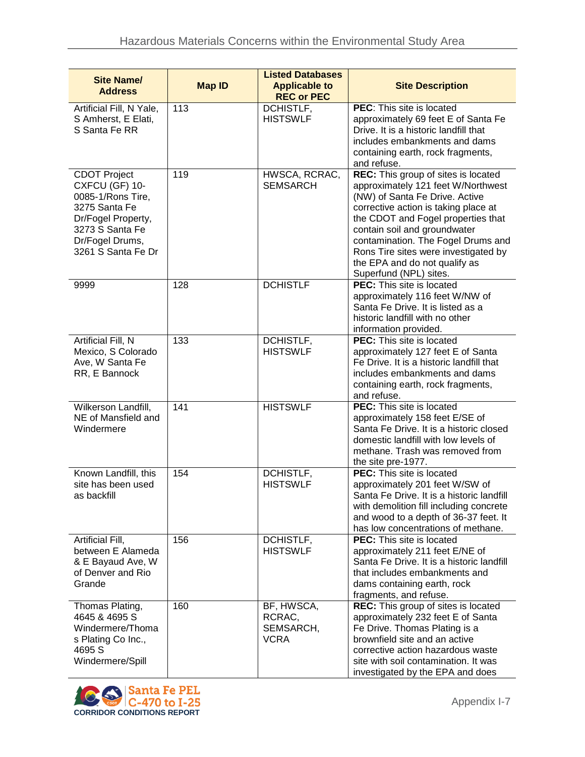| Site Name/ Address | Map ID | Listed Databases Applicable to REC or PEC | Site Description |
|---|---|---|---|
| Artificial Fill, N Yale, S Amherst, E Elati, S Santa Fe RR | 113 | DCHISTLF, HISTSWLF | **PEC**: This site is located approximately 69 feet E of Santa Fe Drive. It is a historic landfill that includes embankments and dams containing earth, rock fragments, and refuse. |
| CDOT Project CXFCU (GF) 10-0085-1/Rons Tire, 3275 Santa Fe Dr/Fogel Property, 3273 S Santa Fe Dr/Fogel Drums, 3261 S Santa Fe Dr | 119 | HWSCA, RCRAC, SEMSARCH | **REC:** This group of sites is located approximately 121 feet W/Northwest (NW) of Santa Fe Drive. Active corrective action is taking place at the CDOT and Fogel properties that contain soil and groundwater contamination. The Fogel Drums and Rons Tire sites were investigated by the EPA and do not qualify as Superfund (NPL) sites. |
| 9999 | 128 | DCHISTLF | **PEC:** This site is located approximately 116 feet W/NW of Santa Fe Drive. It is listed as a historic landfill with no other information provided. |
| Artificial Fill, N Mexico, S Colorado Ave, W Santa Fe RR, E Bannock | 133 | DCHISTLF, HISTSWLF | **PEC:** This site is located approximately 127 feet E of Santa Fe Drive. It is a historic landfill that includes embankments and dams containing earth, rock fragments, and refuse. |
| Wilkerson Landfill, NE of Mansfield and Windermere | 141 | HISTSWLF | **PEC:** This site is located approximately 158 feet E/SE of Santa Fe Drive. It is a historic closed domestic landfill with low levels of methane. Trash was removed from the site pre-1977. |
| Known Landfill, this site has been used as backfill | 154 | DCHISTLF, HISTSWLF | **PEC:** This site is located approximately 201 feet W/SW of Santa Fe Drive. It is a historic landfill with demolition fill including concrete and wood to a depth of 36-37 feet. It has low concentrations of methane. |
| Artificial Fill, between E Alameda & E Bayaud Ave, W of Denver and Rio Grande | 156 | DCHISTLF, HISTSWLF | **PEC:** This site is located approximately 211 feet E/NE of Santa Fe Drive. It is a historic landfill that includes embankments and dams containing earth, rock fragments, and refuse. |
| Thomas Plating, 4645 & 4695 S Windermere/Thomas Plating Co Inc., 4695 S Windermere/Spill | 160 | BF, HWSCA, RCRAC, SEMSARCH, VCRA | **REC:** This group of sites is located approximately 232 feet E of Santa Fe Drive. Thomas Plating is a brownfield site and an active corrective action hazardous waste site with soil contamination. It was investigated by the EPA and does |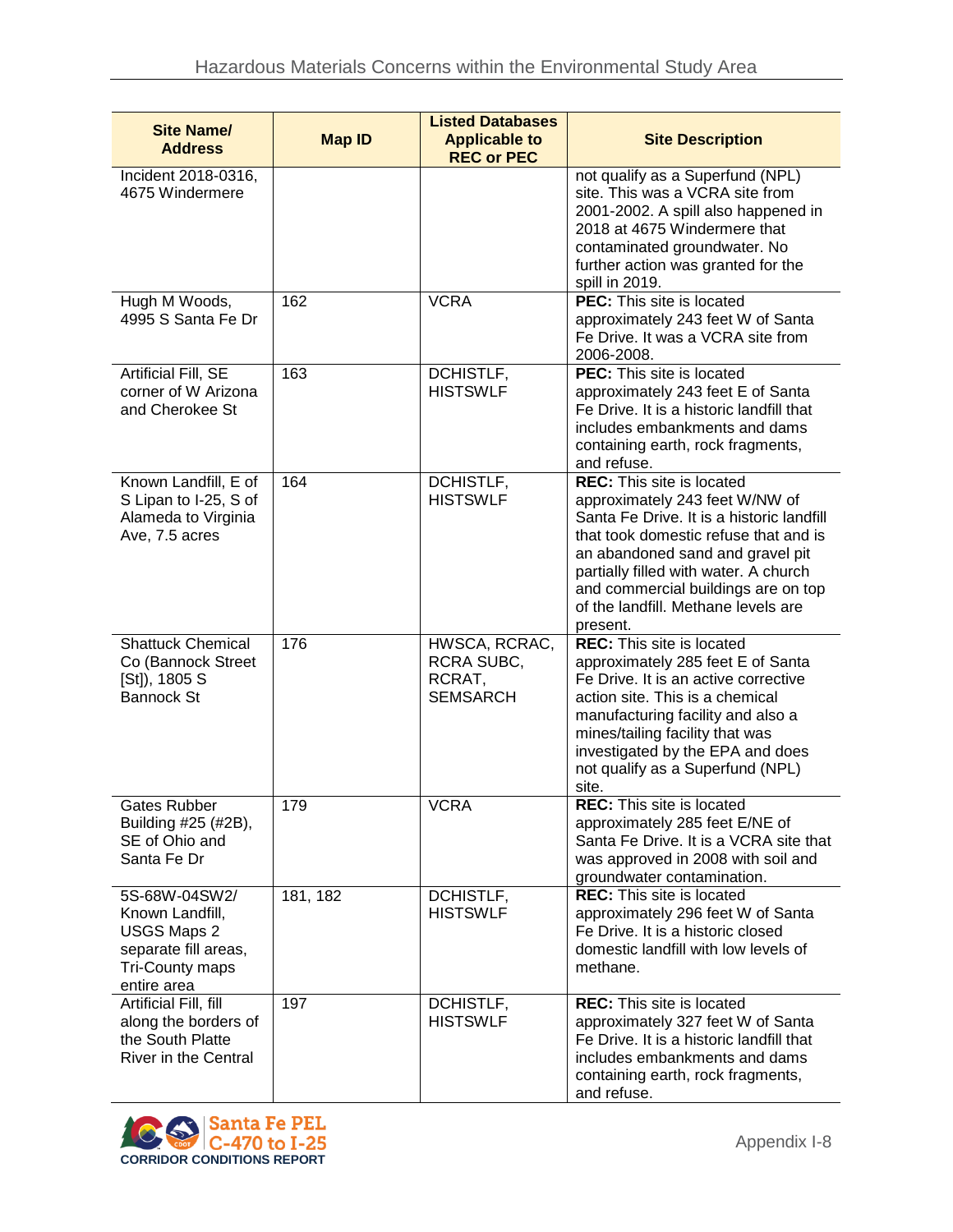| Site Name/ Address | Map ID | Listed Databases Applicable to REC or PEC | Site Description |
|---|---|---|---|
| Incident 2018-0316, 4675 Windermere | | | not qualify as a Superfund (NPL) site. This was a VCRA site from 2001-2002. A spill also happened in 2018 at 4675 Windermere that contaminated groundwater. No further action was granted for the spill in 2019. |
| Hugh M Woods, 4995 S Santa Fe Dr | 162 | VCRA | **PEC:** This site is located approximately 243 feet W of Santa Fe Drive. It was a VCRA site from 2006-2008. |
| Artificial Fill, SE corner of W Arizona and Cherokee St | 163 | DCHISTLF, HISTSWLF | **PEC:** This site is located approximately 243 feet E of Santa Fe Drive. It is a historic landfill that includes embankments and dams containing earth, rock fragments, and refuse. |
| Known Landfill, E of S Lipan to I-25, S of Alameda to Virginia Ave, 7.5 acres | 164 | DCHISTLF, HISTSWLF | **REC:** This site is located approximately 243 feet W/NW of Santa Fe Drive. It is a historic landfill that took domestic refuse that and is an abandoned sand and gravel pit partially filled with water. A church and commercial buildings are on top of the landfill. Methane levels are present. |
| Shattuck Chemical Co (Bannock Street [St]), 1805 S Bannock St | 176 | HWSCA, RCRAC, RCRA SUBC, RCRAT, SEMSARCH | **REC:** This site is located approximately 285 feet E of Santa Fe Drive. It is an active corrective action site. This is a chemical manufacturing facility and also a mines/tailing facility that was investigated by the EPA and does not qualify as a Superfund (NPL) site. |
| Gates Rubber Building #25 (#2B), SE of Ohio and Santa Fe Dr | 179 | VCRA | **REC:** This site is located approximately 285 feet E/NE of Santa Fe Drive. It is a VCRA site that was approved in 2008 with soil and groundwater contamination. |
| 5S-68W-04SW2/ Known Landfill, USGS Maps 2 separate fill areas, Tri-County maps entire area | 181, 182 | DCHISTLF, HISTSWLF | **REC:** This site is located approximately 296 feet W of Santa Fe Drive. It is a historic closed domestic landfill with low levels of methane. |
| Artificial Fill, fill along the borders of the South Platte River in the Central | 197 | DCHISTLF, HISTSWLF | **REC:** This site is located approximately 327 feet W of Santa Fe Drive. It is a historic landfill that includes embankments and dams containing earth, rock fragments, and refuse. |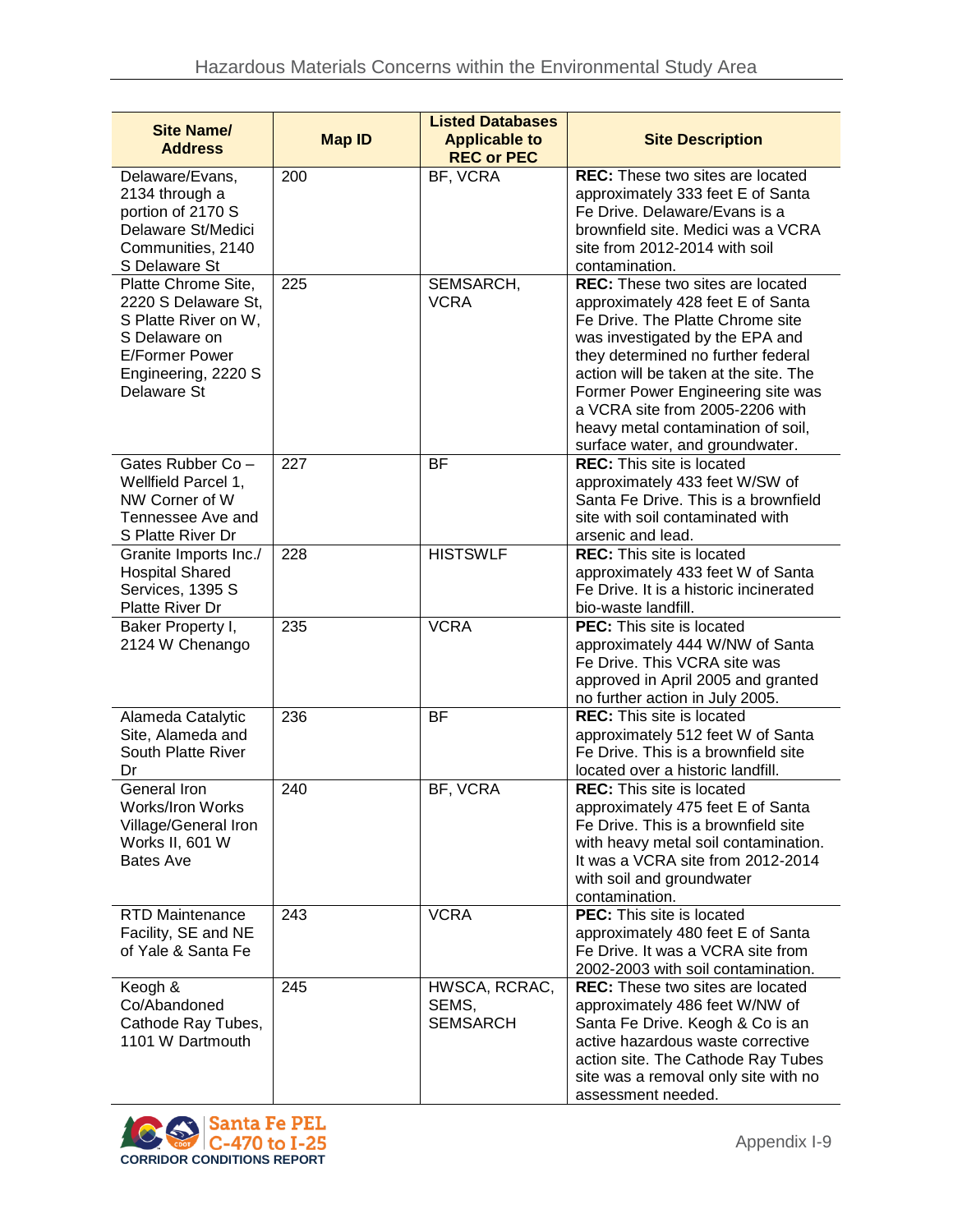| Site Name/ Address | Map ID | Listed Databases Applicable to REC or PEC | Site Description |
|---|---|---|---|
| Delaware/Evans, 2134 through a portion of 2170 S Delaware St/Medici Communities, 2140 S Delaware St | 200 | BF, VCRA | **REC:** These two sites are located approximately 333 feet E of Santa Fe Drive. Delaware/Evans is a brownfield site. Medici was a VCRA site from 2012-2014 with soil contamination. |
| Platte Chrome Site, 2220 S Delaware St, S Platte River on W, S Delaware on E/Former Power Engineering, 2220 S Delaware St | 225 | SEMSARCH, VCRA | **REC:** These two sites are located approximately 428 feet E of Santa Fe Drive. The Platte Chrome site was investigated by the EPA and they determined no further federal action will be taken at the site. The Former Power Engineering site was a VCRA site from 2005-2206 with heavy metal contamination of soil, surface water, and groundwater. |
| Gates Rubber Co – Wellfield Parcel 1, NW Corner of W Tennessee Ave and S Platte River Dr | 227 | BF | **REC:** This site is located approximately 433 feet W/SW of Santa Fe Drive. This is a brownfield site with soil contaminated with arsenic and lead. |
| Granite Imports Inc./ Hospital Shared Services, 1395 S Platte River Dr | 228 | HISTSWLF | **REC:** This site is located approximately 433 feet W of Santa Fe Drive. It is a historic incinerated bio-waste landfill. |
| Baker Property I, 2124 W Chenango | 235 | VCRA | **PEC:** This site is located approximately 444 W/NW of Santa Fe Drive. This VCRA site was approved in April 2005 and granted no further action in July 2005. |
| Alameda Catalytic Site, Alameda and South Platte River Dr | 236 | BF | **REC:** This site is located approximately 512 feet W of Santa Fe Drive. This is a brownfield site located over a historic landfill. |
| General Iron Works/Iron Works Village/General Iron Works II, 601 W Bates Ave | 240 | BF, VCRA | **REC:** This site is located approximately 475 feet E of Santa Fe Drive. This is a brownfield site with heavy metal soil contamination. It was a VCRA site from 2012-2014 with soil and groundwater contamination. |
| RTD Maintenance Facility, SE and NE of Yale & Santa Fe | 243 | VCRA | **PEC:** This site is located approximately 480 feet E of Santa Fe Drive. It was a VCRA site from 2002-2003 with soil contamination. |
| Keogh & Co/Abandoned Cathode Ray Tubes, 1101 W Dartmouth | 245 | HWSCA, RCRAC, SEMS, SEMSARCH | **REC:** These two sites are located approximately 486 feet W/NW of Santa Fe Drive. Keogh & Co is an active hazardous waste corrective action site. The Cathode Ray Tubes site was a removal only site with no assessment needed. |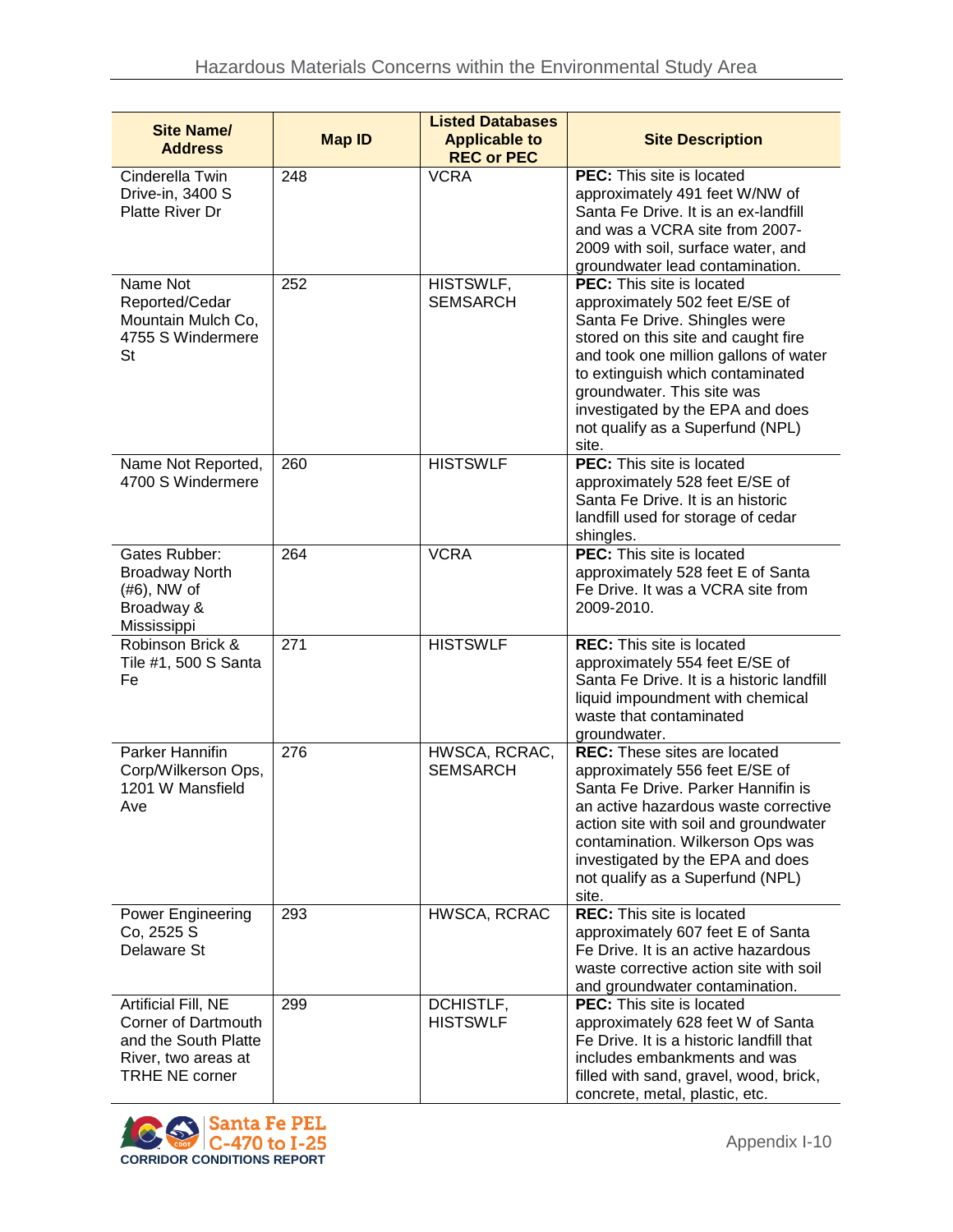| Site Name/ Address | Map ID | Listed Databases Applicable to REC or PEC | Site Description |
|---|---|---|---|
| Cinderella Twin Drive-in, 3400 S Platte River Dr | 248 | VCRA | **PEC:** This site is located approximately 491 feet W/NW of Santa Fe Drive. It is an ex-landfill and was a VCRA site from 2007-2009 with soil, surface water, and groundwater lead contamination. |
| Name Not Reported/Cedar Mountain Mulch Co, 4755 S Windermere St | 252 | HISTSWLF, SEMSARCH | **PEC:** This site is located approximately 502 feet E/SE of Santa Fe Drive. Shingles were stored on this site and caught fire and took one million gallons of water to extinguish which contaminated groundwater. This site was investigated by the EPA and does not qualify as a Superfund (NPL) site. |
| Name Not Reported, 4700 S Windermere | 260 | HISTSWLF | **PEC:** This site is located approximately 528 feet E/SE of Santa Fe Drive. It is an historic landfill used for storage of cedar shingles. |
| Gates Rubber: Broadway North (#6), NW of Broadway & Mississippi | 264 | VCRA | **PEC:** This site is located approximately 528 feet E of Santa Fe Drive. It was a VCRA site from 2009-2010. |
| Robinson Brick & Tile #1, 500 S Santa Fe | 271 | HISTSWLF | **REC:** This site is located approximately 554 feet E/SE of Santa Fe Drive. It is a historic landfill liquid impoundment with chemical waste that contaminated groundwater. |
| Parker Hannifin Corp/Wilkerson Ops, 1201 W Mansfield Ave | 276 | HWSCA, RCRAC, SEMSARCH | **REC:** These sites are located approximately 556 feet E/SE of Santa Fe Drive. Parker Hannifin is an active hazardous waste corrective action site with soil and groundwater contamination. Wilkerson Ops was investigated by the EPA and does not qualify as a Superfund (NPL) site. |
| Power Engineering Co, 2525 S Delaware St | 293 | HWSCA, RCRAC | **REC:** This site is located approximately 607 feet E of Santa Fe Drive. It is an active hazardous waste corrective action site with soil and groundwater contamination. |
| Artificial Fill, NE Corner of Dartmouth and the South Platte River, two areas at TRHE NE corner | 299 | DCHISTLF, HISTSWLF | **PEC:** This site is located approximately 628 feet W of Santa Fe Drive. It is a historic landfill that includes embankments and was filled with sand, gravel, wood, brick, concrete, metal, plastic, etc. |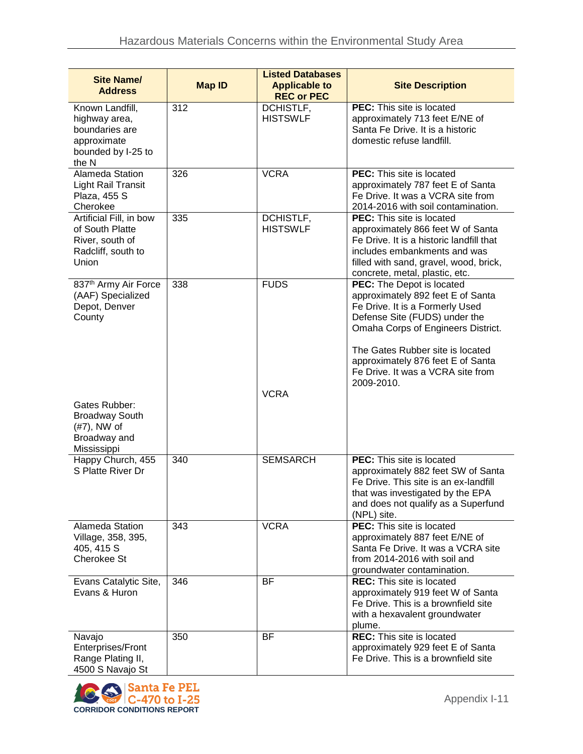| Site Name/ Address | Map ID | Listed Databases Applicable to REC or PEC | Site Description |
|---|---|---|---|
| Known Landfill, highway area, boundaries are approximate bounded by I-25 to the N | 312 | DCHISTLF, HISTSWLF | **PEC:** This site is located approximately 713 feet E/NE of Santa Fe Drive. It is a historic domestic refuse landfill. |
| Alameda Station Light Rail Transit Plaza, 455 S Cherokee | 326 | VCRA | **PEC:** This site is located approximately 787 feet E of Santa Fe Drive. It was a VCRA site from 2014-2016 with soil contamination. |
| Artificial Fill, in bow of South Platte River, south of Radcliff, south to Union | 335 | DCHISTLF, HISTSWLF | **PEC:** This site is located approximately 866 feet W of Santa Fe Drive. It is a historic landfill that includes embankments and was filled with sand, gravel, wood, brick, concrete, metal, plastic, etc. |
| 837th Army Air Force (AAF) Specialized Depot, Denver County<br><br>Gates Rubber: Broadway South (#7), NW of Broadway and Mississippi | 338 | FUDS<br><br>VCRA | **PEC:** The Depot is located approximately 892 feet E of Santa Fe Drive. It is a Formerly Used Defense Site (FUDS) under the Omaha Corps of Engineers District.<br><br>The Gates Rubber site is located approximately 876 feet E of Santa Fe Drive. It was a VCRA site from 2009-2010. |
| Happy Church, 455 S Platte River Dr | 340 | SEMSARCH | **PEC:** This site is located approximately 882 feet SW of Santa Fe Drive. This site is an ex-landfill that was investigated by the EPA and does not qualify as a Superfund (NPL) site. |
| Alameda Station Village, 358, 395, 405, 415 S Cherokee St | 343 | VCRA | **PEC:** This site is located approximately 887 feet E/NE of Santa Fe Drive. It was a VCRA site from 2014-2016 with soil and groundwater contamination. |
| Evans Catalytic Site, Evans & Huron | 346 | BF | **REC:** This site is located approximately 919 feet W of Santa Fe Drive. This is a brownfield site with a hexavalent groundwater plume. |
| Navajo Enterprises/Front Range Plating II, 4500 S Navajo St | 350 | BF | **REC:** This site is located approximately 929 feet E of Santa Fe Drive. This is a brownfield site |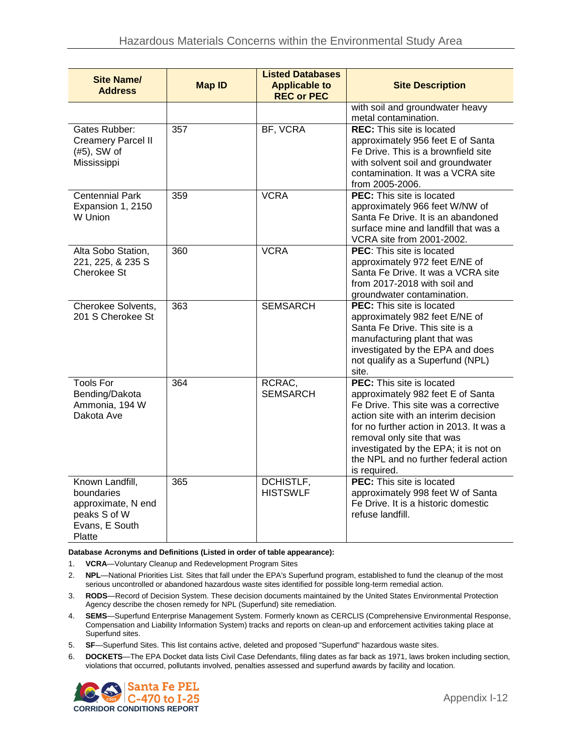| Site Name/ Address | Map ID | Listed Databases Applicable to REC or PEC | Site Description |
|---|---|---|---|
| | | | with soil and groundwater heavy metal contamination. |
| Gates Rubber: Creamery Parcel II (#5), SW of Mississippi | 357 | BF, VCRA | **REC:** This site is located approximately 956 feet E of Santa Fe Drive. This is a brownfield site with solvent soil and groundwater contamination. It was a VCRA site from 2005-2006. |
| Centennial Park Expansion 1, 2150 W Union | 359 | VCRA | **PEC:** This site is located approximately 966 feet W/NW of Santa Fe Drive. It is an abandoned surface mine and landfill that was a VCRA site from 2001-2002. |
| Alta Sobo Station, 221, 225, & 235 S Cherokee St | 360 | VCRA | **PEC**: This site is located approximately 972 feet E/NE of Santa Fe Drive. It was a VCRA site from 2017-2018 with soil and groundwater contamination. |
| Cherokee Solvents, 201 S Cherokee St | 363 | SEMSARCH | **PEC:** This site is located approximately 982 feet E/NE of Santa Fe Drive. This site is a manufacturing plant that was investigated by the EPA and does not qualify as a Superfund (NPL) site. |
| Tools For Bending/Dakota Ammonia, 194 W Dakota Ave | 364 | RCRAC, SEMSARCH | **PEC:** This site is located approximately 982 feet E of Santa Fe Drive. This site was a corrective action site with an interim decision for no further action in 2013. It was a removal only site that was investigated by the EPA; it is not on the NPL and no further federal action is required. |
| Known Landfill, boundaries approximate, N end peaks S of W Evans, E South Platte | 365 | DCHISTLF, HISTSWLF | **PEC:** This site is located approximately 998 feet W of Santa Fe Drive. It is a historic domestic refuse landfill. |

**Database Acronyms and Definitions (Listed in order of table appearance):**

1. **VCRA**—Voluntary Cleanup and Redevelopment Program Sites
2. **NPL**—National Priorities List. Sites that fall under the EPA's Superfund program, established to fund the cleanup of the most serious uncontrolled or abandoned hazardous waste sites identified for possible long-term remedial action.
3. **RODS**—Record of Decision System. These decision documents maintained by the United States Environmental Protection Agency describe the chosen remedy for NPL (Superfund) site remediation.
4. **SEMS**—Superfund Enterprise Management System. Formerly known as CERCLIS (Comprehensive Environmental Response, Compensation and Liability Information System) tracks and reports on clean-up and enforcement activities taking place at Superfund sites.
5. **SF**—Superfund Sites. This list contains active, deleted and proposed "Superfund" hazardous waste sites.
6. **DOCKETS**—The EPA Docket data lists Civil Case Defendants, filing dates as far back as 1971, laws broken including section, violations that occurred, pollutants involved, penalties assessed and superfund awards by facility and location.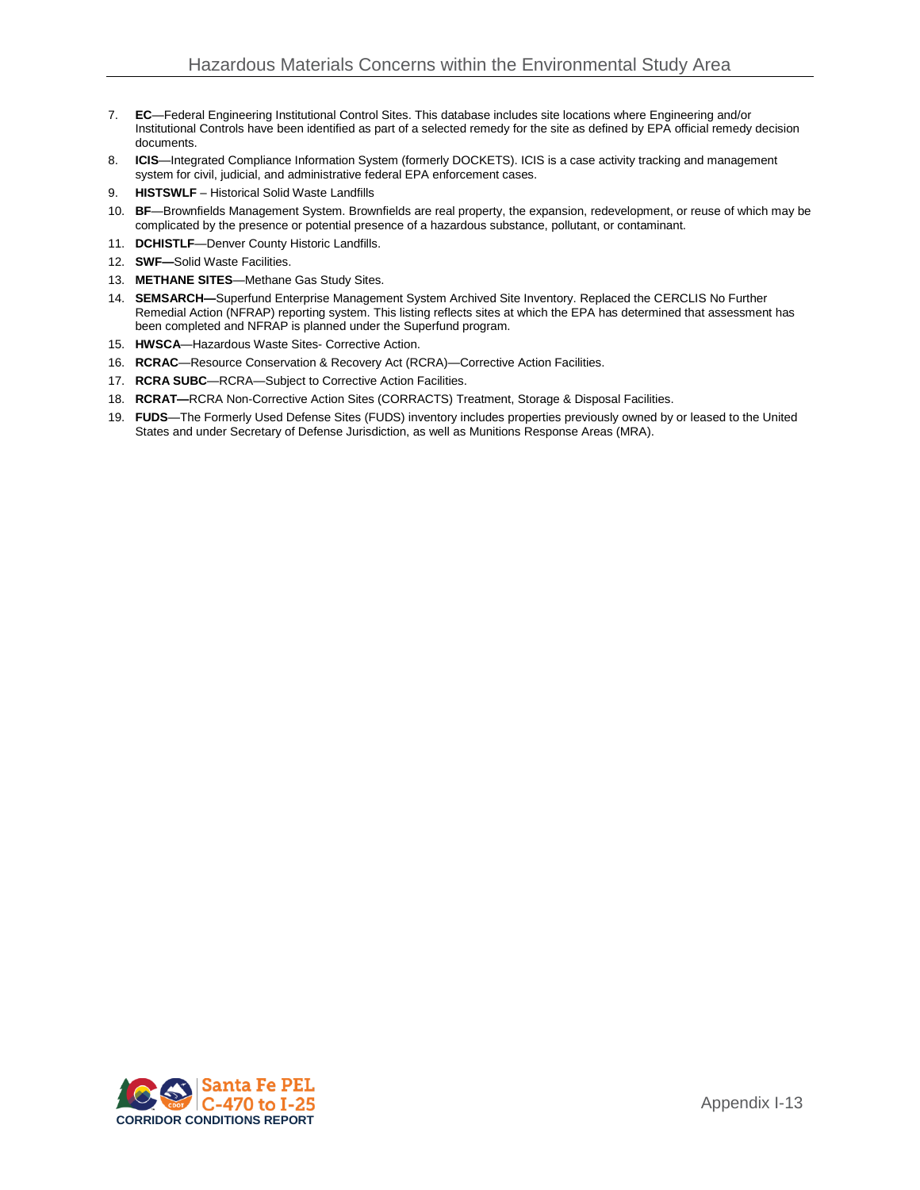7. **EC**—Federal Engineering Institutional Control Sites. This database includes site locations where Engineering and/or Institutional Controls have been identified as part of a selected remedy for the site as defined by EPA official remedy decision documents.
8. **ICIS**—Integrated Compliance Information System (formerly DOCKETS). ICIS is a case activity tracking and management system for civil, judicial, and administrative federal EPA enforcement cases.
9. **HISTSWLF** – Historical Solid Waste Landfills
10. **BF**—Brownfields Management System. Brownfields are real property, the expansion, redevelopment, or reuse of which may be complicated by the presence or potential presence of a hazardous substance, pollutant, or contaminant.
11. **DCHISTLF**—Denver County Historic Landfills.
12. **SWF—**Solid Waste Facilities.
13. **METHANE SITES**—Methane Gas Study Sites.
14. **SEMSARCH—**Superfund Enterprise Management System Archived Site Inventory. Replaced the CERCLIS No Further Remedial Action (NFRAP) reporting system. This listing reflects sites at which the EPA has determined that assessment has been completed and NFRAP is planned under the Superfund program.
15. **HWSCA**—Hazardous Waste Sites- Corrective Action.
16. **RCRAC**—Resource Conservation & Recovery Act (RCRA)—Corrective Action Facilities.
17. **RCRA SUBC**—RCRA—Subject to Corrective Action Facilities.
18. **RCRAT—**RCRA Non-Corrective Action Sites (CORRACTS) Treatment, Storage & Disposal Facilities.
19. **FUDS**—The Formerly Used Defense Sites (FUDS) inventory includes properties previously owned by or leased to the United States and under Secretary of Defense Jurisdiction, as well as Munitions Response Areas (MRA).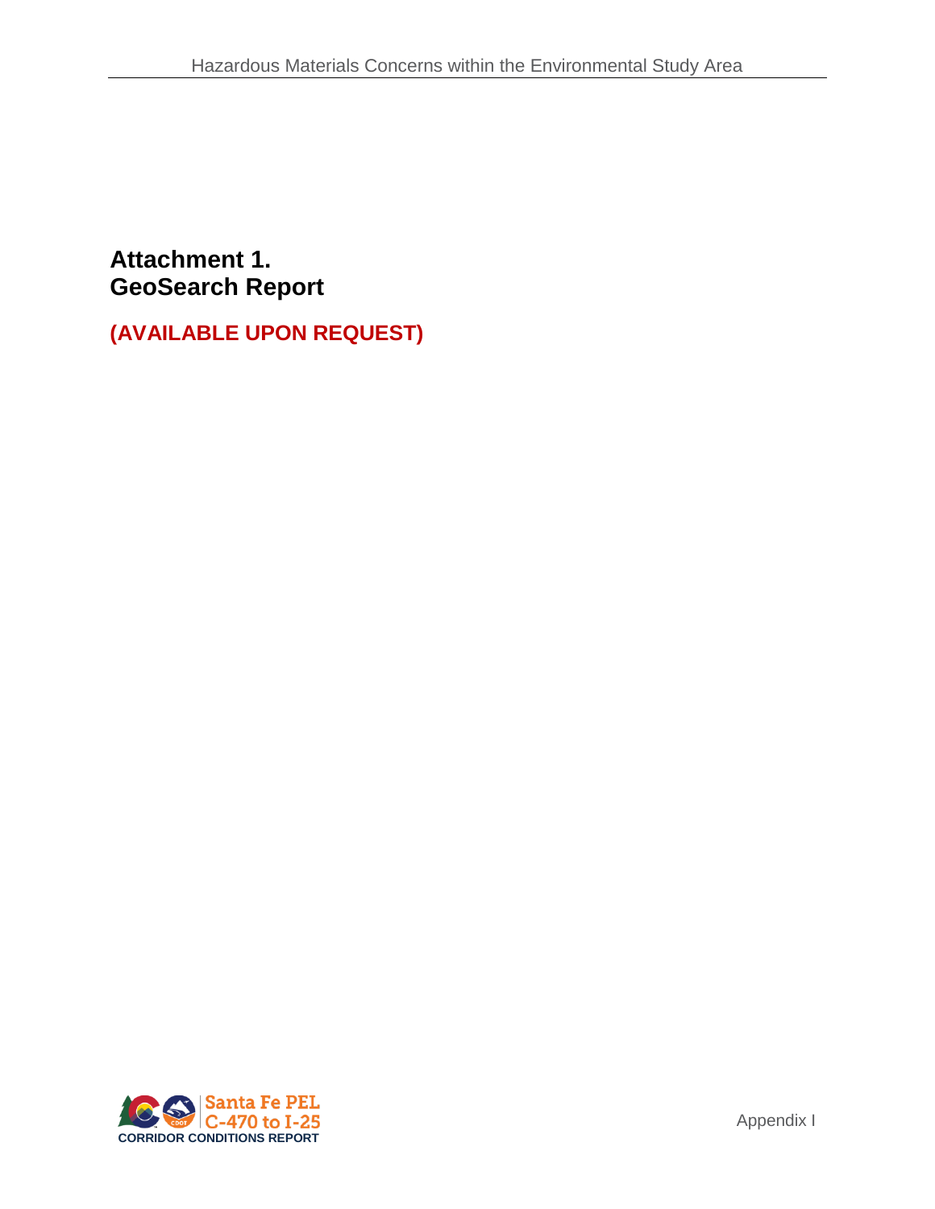## Attachment 1.
## GeoSearch Report

**(AVAILABLE UPON REQUEST)**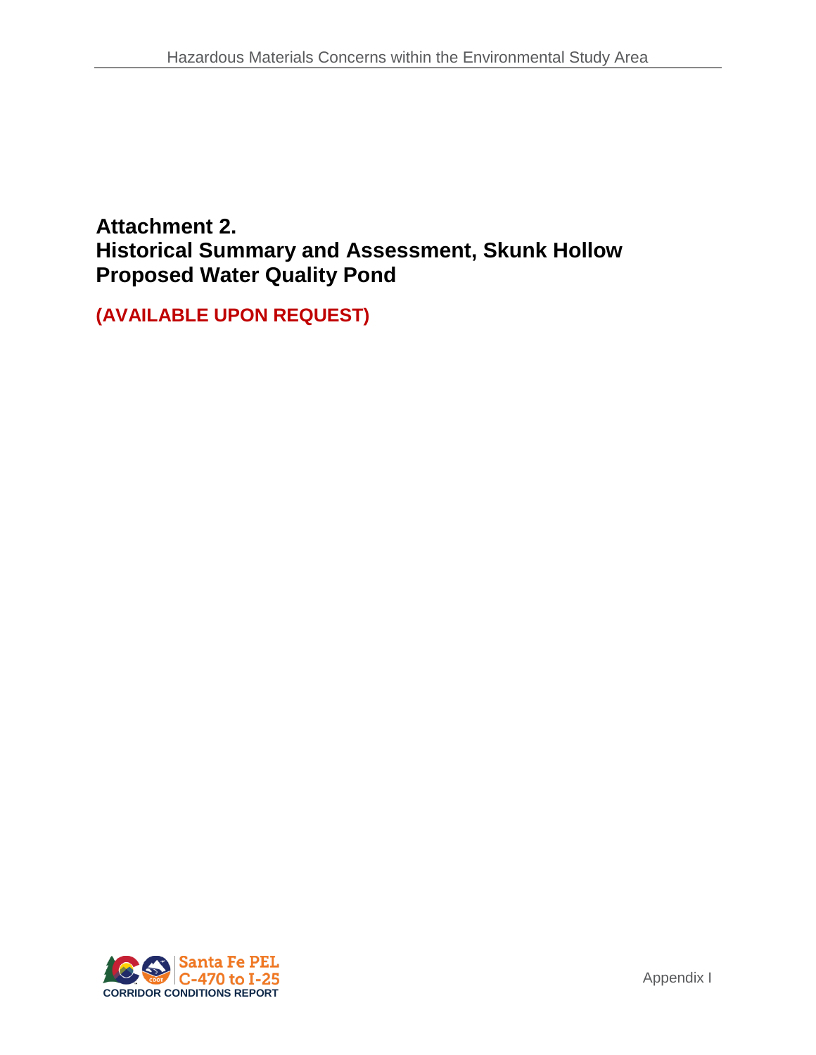# Attachment 2.
# Historical Summary and Assessment, Skunk Hollow Proposed Water Quality Pond

**(AVAILABLE UPON REQUEST)**